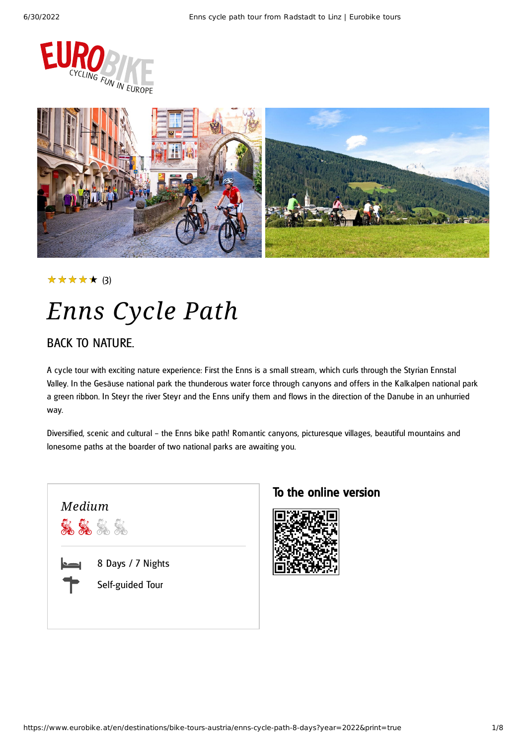★★★★★ (3)

# *Enns Cycle Path*

## BACK TO NATURE.

A cycle tour with exciting nature experience: First the Enns is a small stream, which curls through the Styrian Ennstal Valley. In the Gesäuse national park the thunderous water force through canyons and offers in the Kalkalpen national park a green ribbon. In Steyr the river Steyr and the Enns unify them and flows in the direction of the Danube in an unhurried way.

Diversified, scenic and cultural – the Enns bike path! Romantic canyons, picturesque villages, beautiful mountains and lonesome paths at the boarder of two national parks are awaiting you.

*Medium*

8 Days / 7 Nights

Self-guided Tour

## To the online version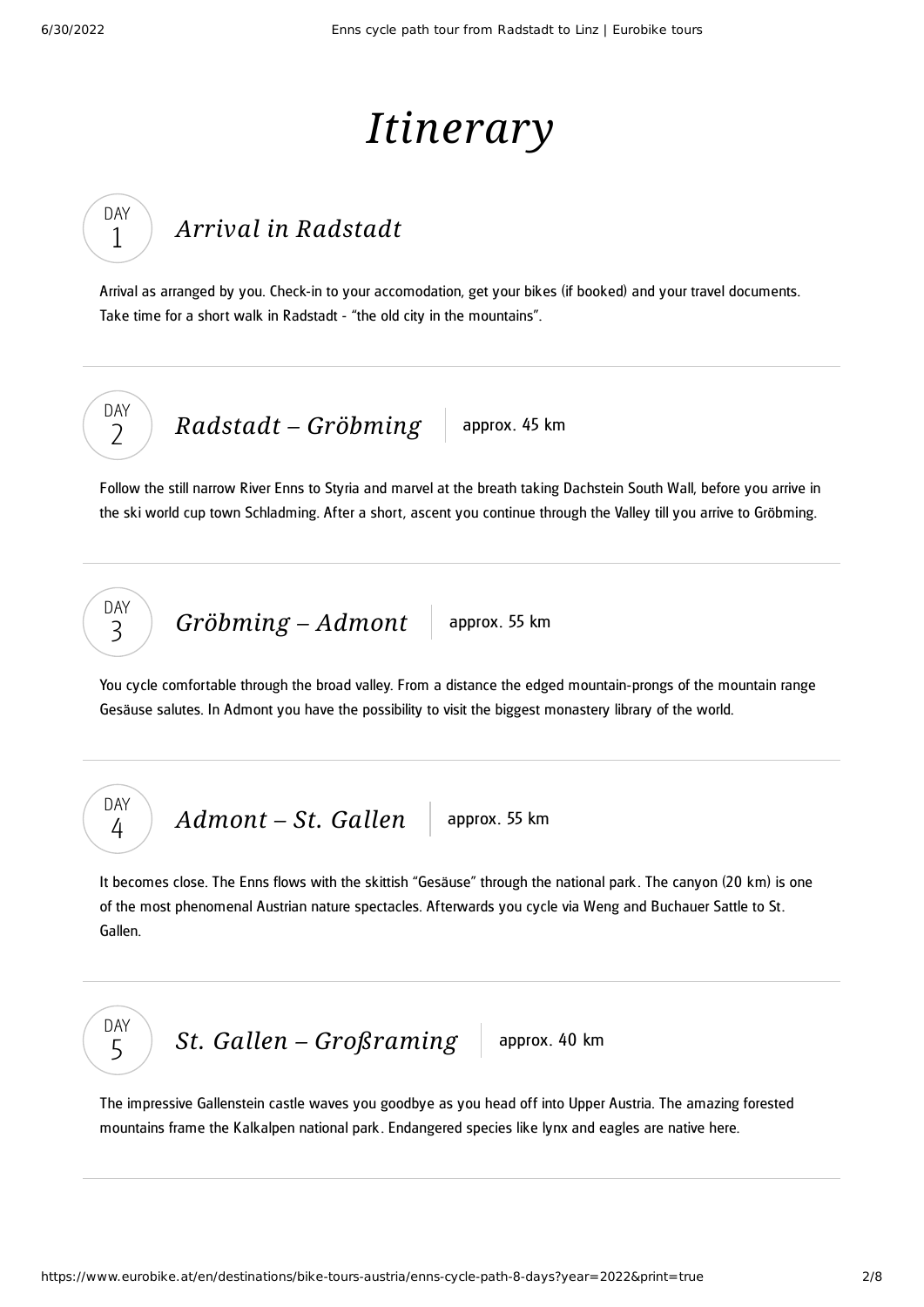# Itinerary

## DAY 1 — *Arrival in Radstadt*

Arrival as arranged by you. Check-in to your accomodation, get your bikes (if booked) and your travel documents. Take time for a short walk in Radstadt - “the old city in the mountains”.

---

## DAY 2 — *Radstadt – Gröbming*

approx. 45 km

Follow the still narrow River Enns to Styria and marvel at the breath taking Dachstein South Wall, before you arrive in the ski world cup town Schladming. After a short, ascent you continue through the Valley till you arrive to Gröbming.

---

## DAY 3 — *Gröbming – Admont*

approx. 55 km

You cycle comfortable through the broad valley. From a distance the edged mountain-prongs of the mountain range Gesäuse salutes. In Admont you have the possibility to visit the biggest monastery library of the world.

---

## DAY 4 — *Admont – St. Gallen*

approx. 55 km

It becomes close. The Enns flows with the skittish “Gesäuse” through the national park. The canyon (20 km) is one of the most phenomenal Austrian nature spectacles. Afterwards you cycle via Weng and Buchauer Sattle to St. Gallen.

---

## DAY 5 — *St. Gallen – Großraming*

approx. 40 km

The impressive Gallenstein castle waves you goodbye as you head off into Upper Austria. The amazing forested mountains frame the Kalkalpen national park. Endangered species like lynx and eagles are native here.

---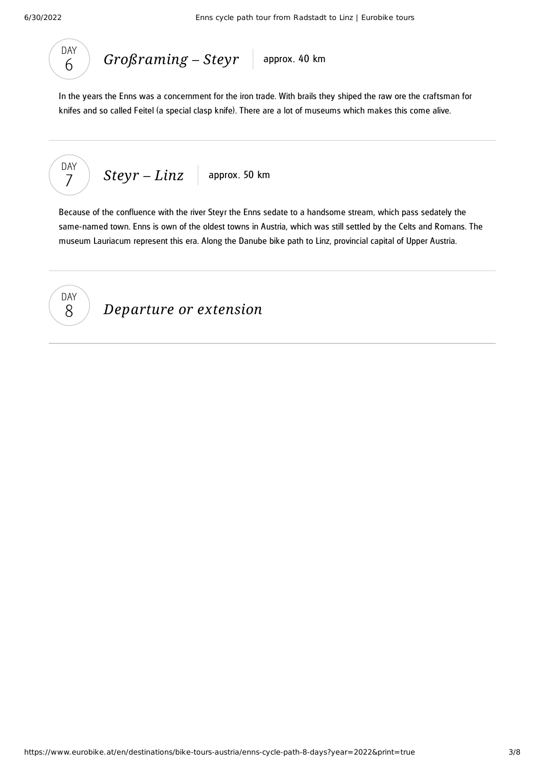## DAY 6 — *Großraming – Steyr* | approx. 40 km

In the years the Enns was a concernment for the iron trade. With brails they shiped the raw ore the craftsman for knifes and so called Feitel (a special clasp knife). There are a lot of museums which makes this come alive.

---

## DAY 7 — *Steyr – Linz* | approx. 50 km

Because of the confluence with the river Steyr the Enns sedate to a handsome stream, which pass sedately the same-named town. Enns is own of the oldest towns in Austria, which was still settled by the Celts and Romans. The museum Lauriacum represent this era. Along the Danube bike path to Linz, provincial capital of Upper Austria.

---

## DAY 8 — *Departure or extension*

---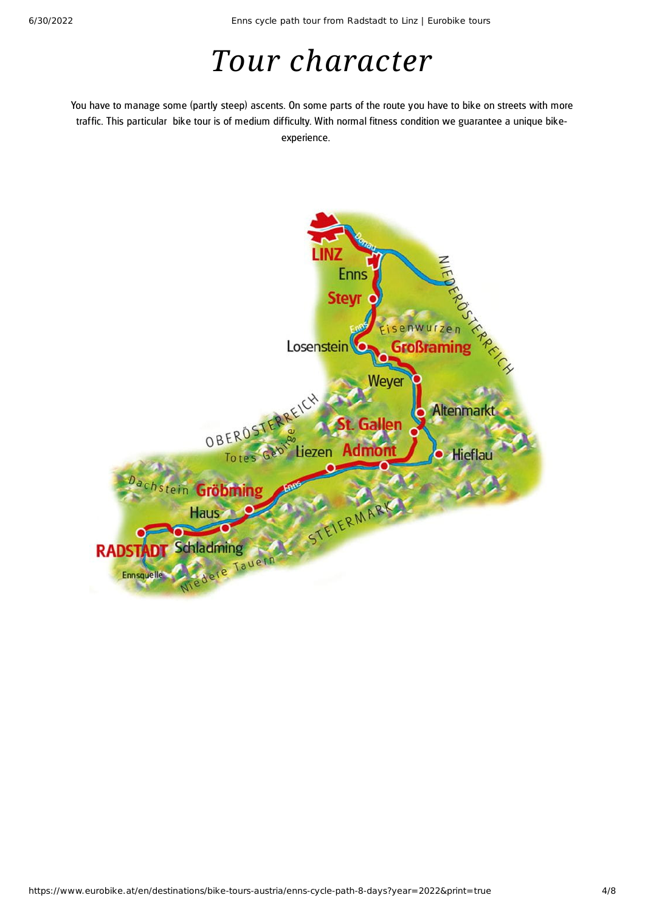# *Tour character*

You have to manage some (partly steep) ascents. On some parts of the route you have to bike on streets with more traffic. This particular bike tour is of medium difficulty. With normal fitness condition we guarantee a unique bike-experience.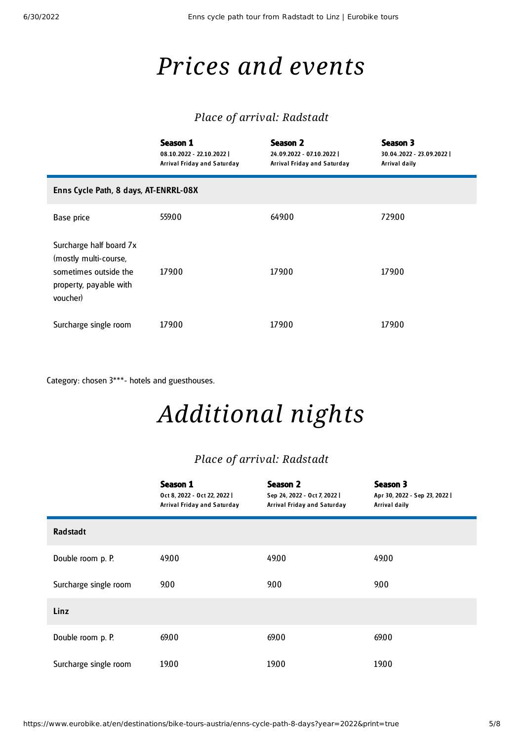# Prices and events

### Place of arrival: Radstadt

| | Season 1<br>08.10.2022 - 22.10.2022 \| Arrival Friday and Saturday | Season 2<br>24.09.2022 - 07.10.2022 \| Arrival Friday and Saturday | Season 3<br>30.04.2022 - 23.09.2022 \| Arrival daily |
|---|---|---|---|
| **Enns Cycle Path, 8 days, AT-ENRRL-08X** | | | |
| Base price | 559.00 | 649.00 | 729.00 |
| Surcharge half board 7x (mostly multi-course, sometimes outside the property, payable with voucher) | 179.00 | 179.00 | 179.00 |
| Surcharge single room | 179.00 | 179.00 | 179.00 |

Category: chosen 3***- hotels and guesthouses.

# Additional nights

### Place of arrival: Radstadt

| | Season 1<br>Oct 8, 2022 - Oct 22, 2022 \| Arrival Friday and Saturday | Season 2<br>Sep 24, 2022 - Oct 7, 2022 \| Arrival Friday and Saturday | Season 3<br>Apr 30, 2022 - Sep 23, 2022 \| Arrival daily |
|---|---|---|---|
| **Radstadt** | | | |
| Double room p. P. | 49.00 | 49.00 | 49.00 |
| Surcharge single room | 9.00 | 9.00 | 9.00 |
| **Linz** | | | |
| Double room p. P. | 69.00 | 69.00 | 69.00 |
| Surcharge single room | 19.00 | 19.00 | 19.00 |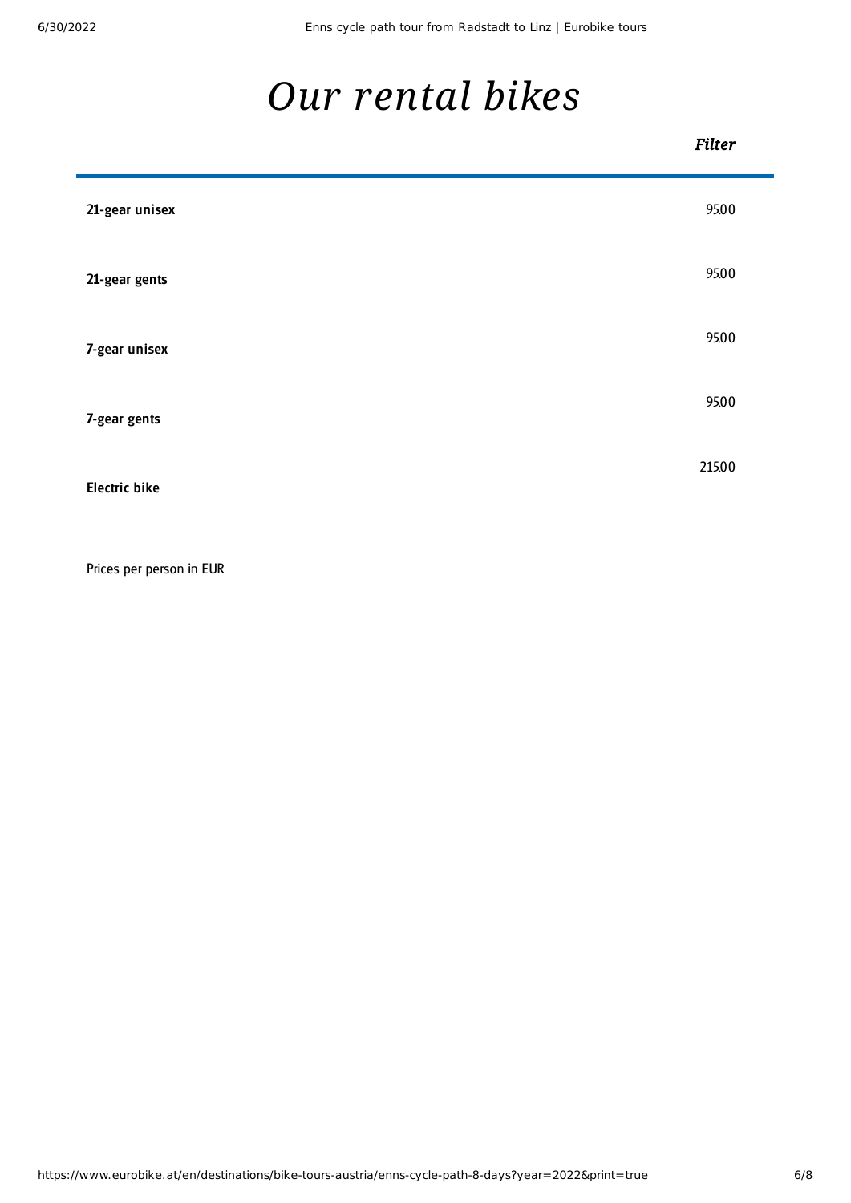# *Our rental bikes*

| | *Filter* |
|---|---|
| **21-gear unisex** | 95.00 |
| **21-gear gents** | 95.00 |
| **7-gear unisex** | 95.00 |
| **7-gear gents** | 95.00 |
| **Electric bike** | 215.00 |

Prices per person in EUR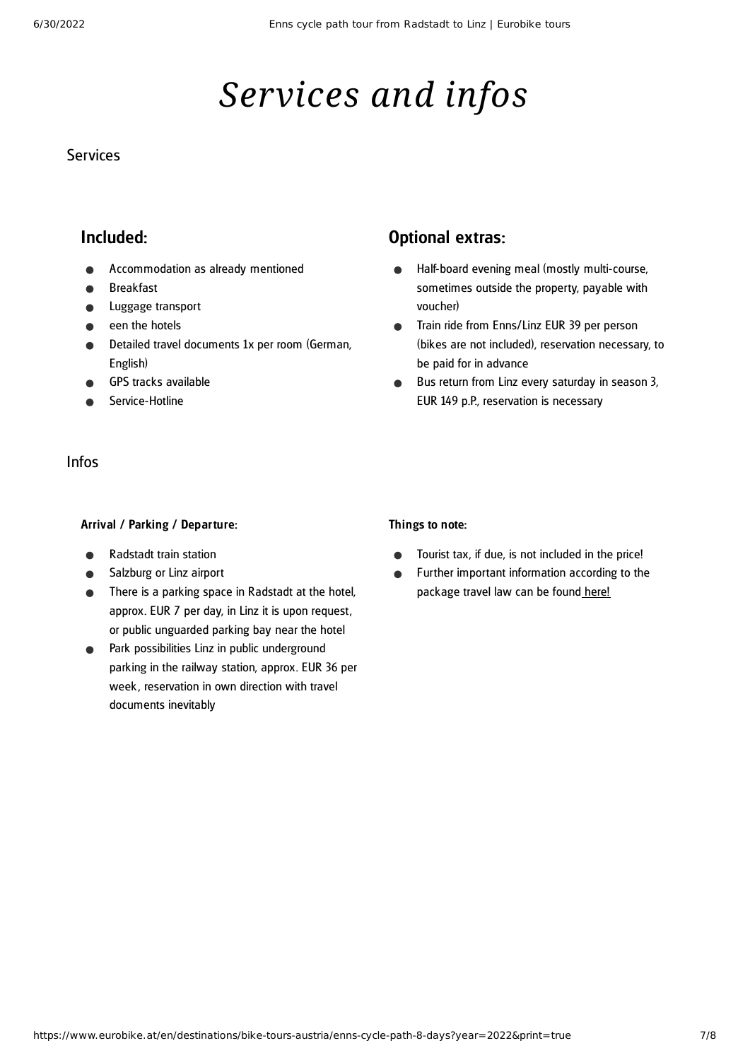# Services and infos

## Services

### Included:

- Accommodation as already mentioned
- Breakfast
- Luggage transport
- een the hotels
- Detailed travel documents 1x per room (German, English)
- GPS tracks available
- Service-Hotline

### Optional extras:

- Half-board evening meal (mostly multi-course, sometimes outside the property, payable with voucher)
- Train ride from Enns/Linz EUR 39 per person (bikes are not included), reservation necessary, to be paid for in advance
- Bus return from Linz every saturday in season 3, EUR 149 p.P., reservation is necessary

## Infos

**Arrival / Parking / Departure:**

- Radstadt train station
- Salzburg or Linz airport
- There is a parking space in Radstadt at the hotel, approx. EUR 7 per day, in Linz it is upon request, or public unguarded parking bay near the hotel
- Park possibilities Linz in public underground parking in the railway station, approx. EUR 36 per week, reservation in own direction with travel documents inevitably

**Things to note:**

- Tourist tax, if due, is not included in the price!
- Further important information according to the package travel law can be found here!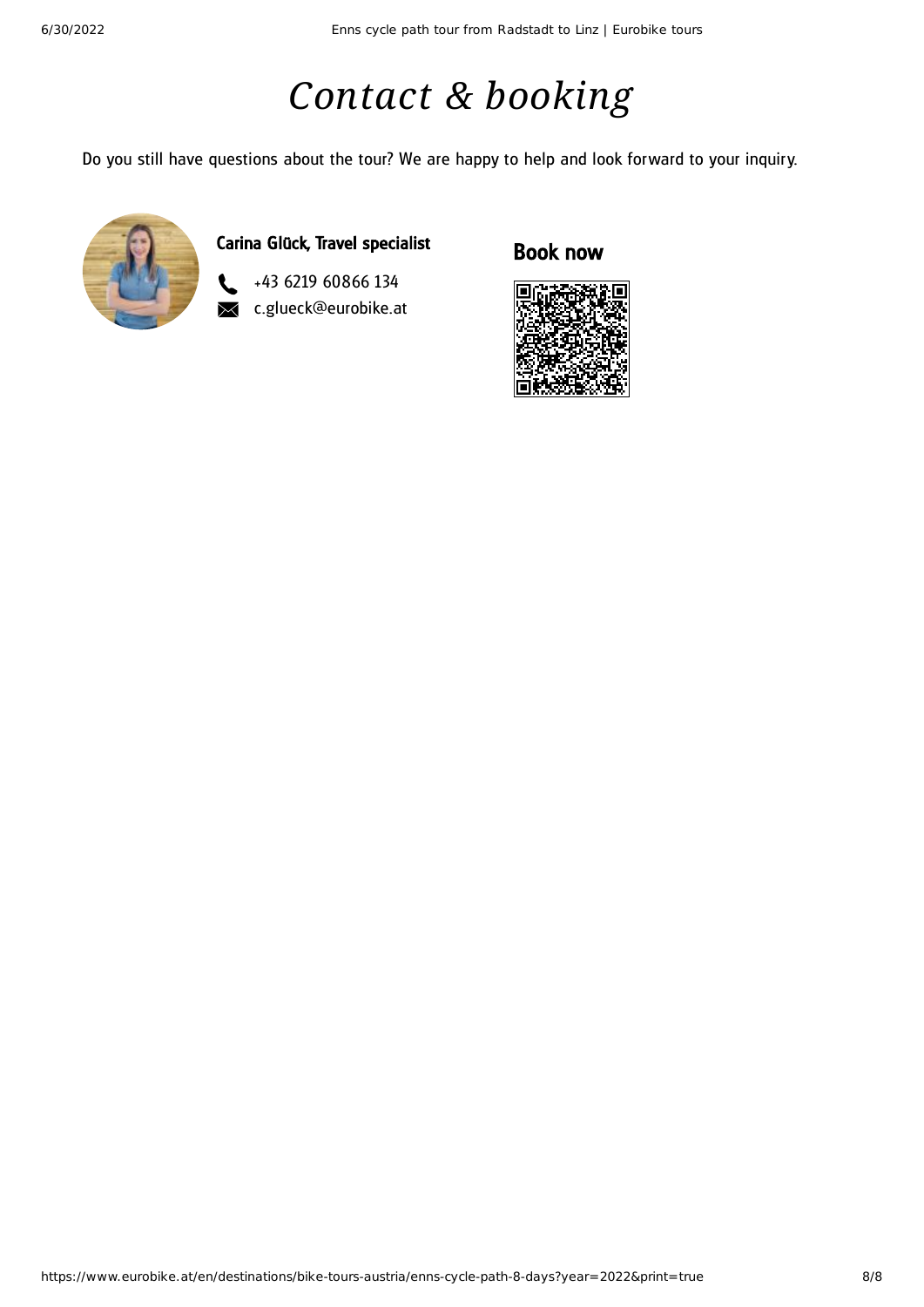# *Contact & booking*

Do you still have questions about the tour? We are happy to help and look forward to your inquiry.

**Carina Glück, Travel specialist**

+43 6219 60866 134

c.glueck@eurobike.at

**Book now**